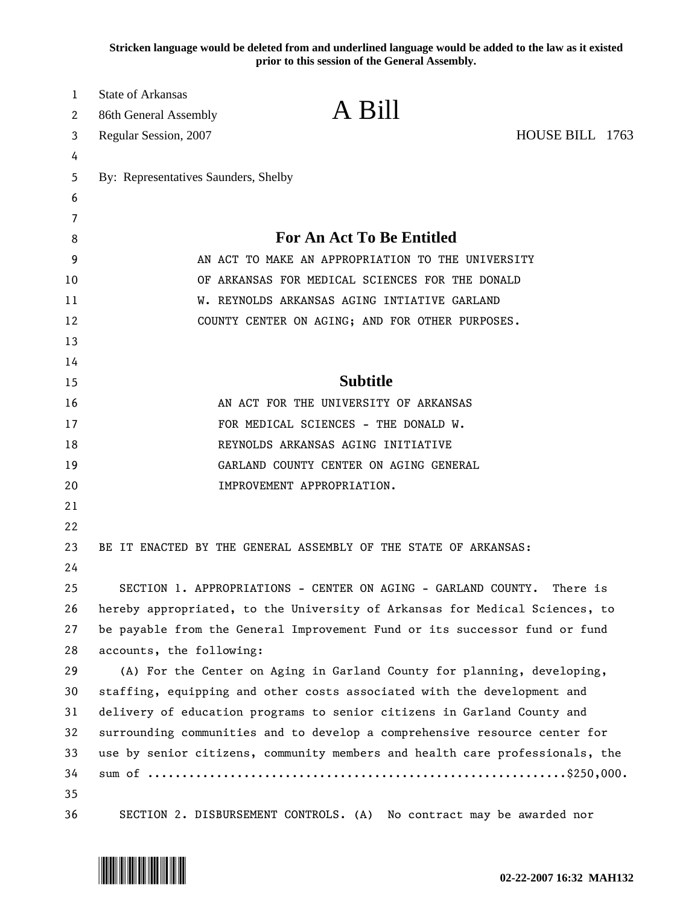**Stricken language would be deleted from and underlined language would be added to the law as it existed prior to this session of the General Assembly.**

State of Arkansas
86th General Assembly
Regular Session, 2007

# A Bill

HOUSE BILL 1763

By: Representatives Saunders, Shelby

## For An Act To Be Entitled

AN ACT TO MAKE AN APPROPRIATION TO THE UNIVERSITY OF ARKANSAS FOR MEDICAL SCIENCES FOR THE DONALD W. REYNOLDS ARKANSAS AGING INTIATIVE GARLAND COUNTY CENTER ON AGING; AND FOR OTHER PURPOSES.

## Subtitle

AN ACT FOR THE UNIVERSITY OF ARKANSAS FOR MEDICAL SCIENCES - THE DONALD W. REYNOLDS ARKANSAS AGING INITIATIVE GARLAND COUNTY CENTER ON AGING GENERAL IMPROVEMENT APPROPRIATION.

BE IT ENACTED BY THE GENERAL ASSEMBLY OF THE STATE OF ARKANSAS:

SECTION 1. APPROPRIATIONS - CENTER ON AGING - GARLAND COUNTY. There is hereby appropriated, to the University of Arkansas for Medical Sciences, to be payable from the General Improvement Fund or its successor fund or fund accounts, the following:

(A) For the Center on Aging in Garland County for planning, developing, staffing, equipping and other costs associated with the development and delivery of education programs to senior citizens in Garland County and surrounding communities and to develop a comprehensive resource center for use by senior citizens, community members and health care professionals, the sum of ............................................................$250,000.

SECTION 2. DISBURSEMENT CONTROLS. (A) No contract may be awarded nor

02-22-2007 16:32 MAH132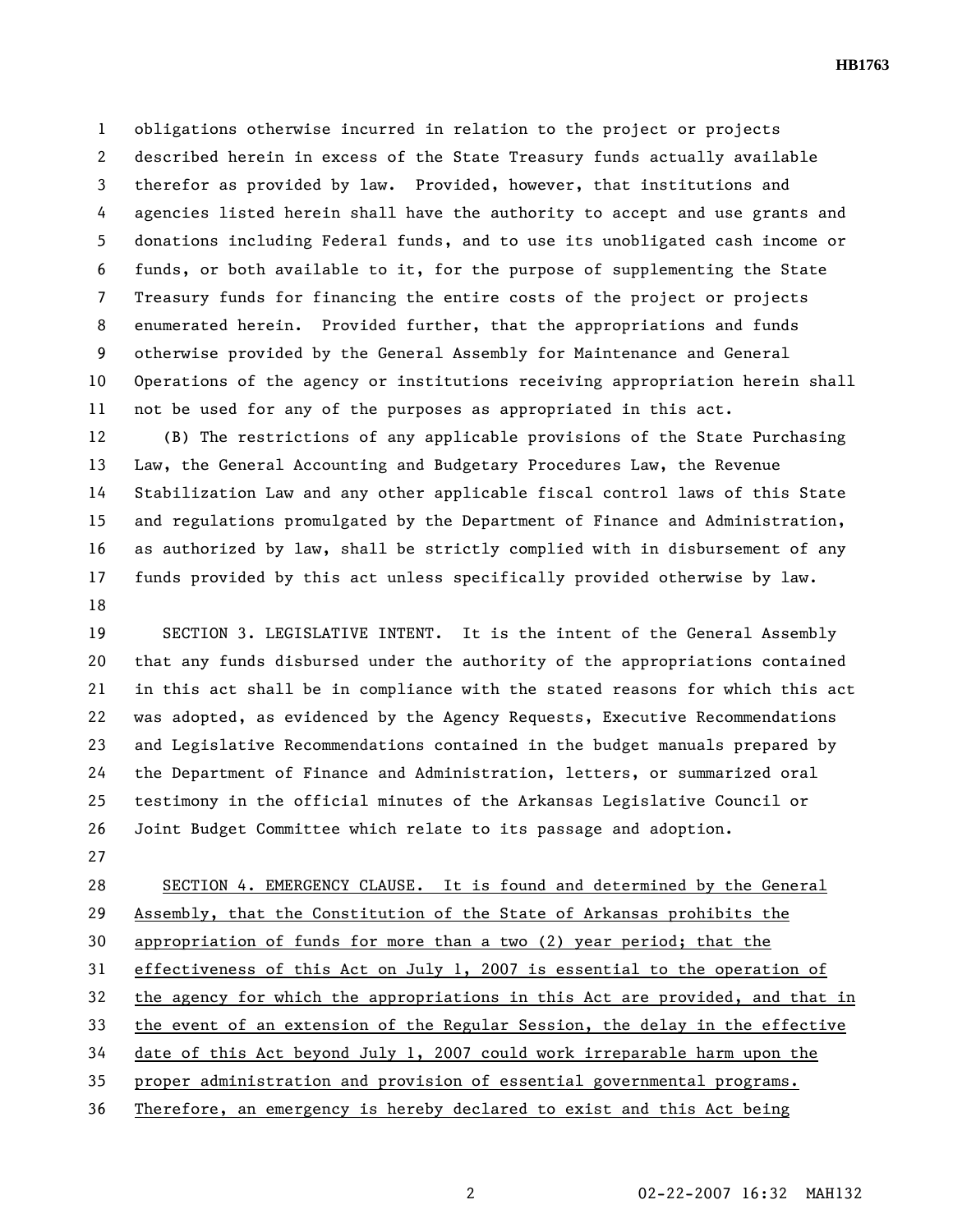obligations otherwise incurred in relation to the project or projects described herein in excess of the State Treasury funds actually available therefor as provided by law. Provided, however, that institutions and agencies listed herein shall have the authority to accept and use grants and donations including Federal funds, and to use its unobligated cash income or funds, or both available to it, for the purpose of supplementing the State Treasury funds for financing the entire costs of the project or projects enumerated herein. Provided further, that the appropriations and funds otherwise provided by the General Assembly for Maintenance and General Operations of the agency or institutions receiving appropriation herein shall not be used for any of the purposes as appropriated in this act.

(B) The restrictions of any applicable provisions of the State Purchasing Law, the General Accounting and Budgetary Procedures Law, the Revenue Stabilization Law and any other applicable fiscal control laws of this State and regulations promulgated by the Department of Finance and Administration, as authorized by law, shall be strictly complied with in disbursement of any funds provided by this act unless specifically provided otherwise by law.

SECTION 3. LEGISLATIVE INTENT. It is the intent of the General Assembly that any funds disbursed under the authority of the appropriations contained in this act shall be in compliance with the stated reasons for which this act was adopted, as evidenced by the Agency Requests, Executive Recommendations and Legislative Recommendations contained in the budget manuals prepared by the Department of Finance and Administration, letters, or summarized oral testimony in the official minutes of the Arkansas Legislative Council or Joint Budget Committee which relate to its passage and adoption.

SECTION 4. EMERGENCY CLAUSE. It is found and determined by the General Assembly, that the Constitution of the State of Arkansas prohibits the appropriation of funds for more than a two (2) year period; that the effectiveness of this Act on July 1, 2007 is essential to the operation of the agency for which the appropriations in this Act are provided, and that in the event of an extension of the Regular Session, the delay in the effective date of this Act beyond July 1, 2007 could work irreparable harm upon the proper administration and provision of essential governmental programs. Therefore, an emergency is hereby declared to exist and this Act being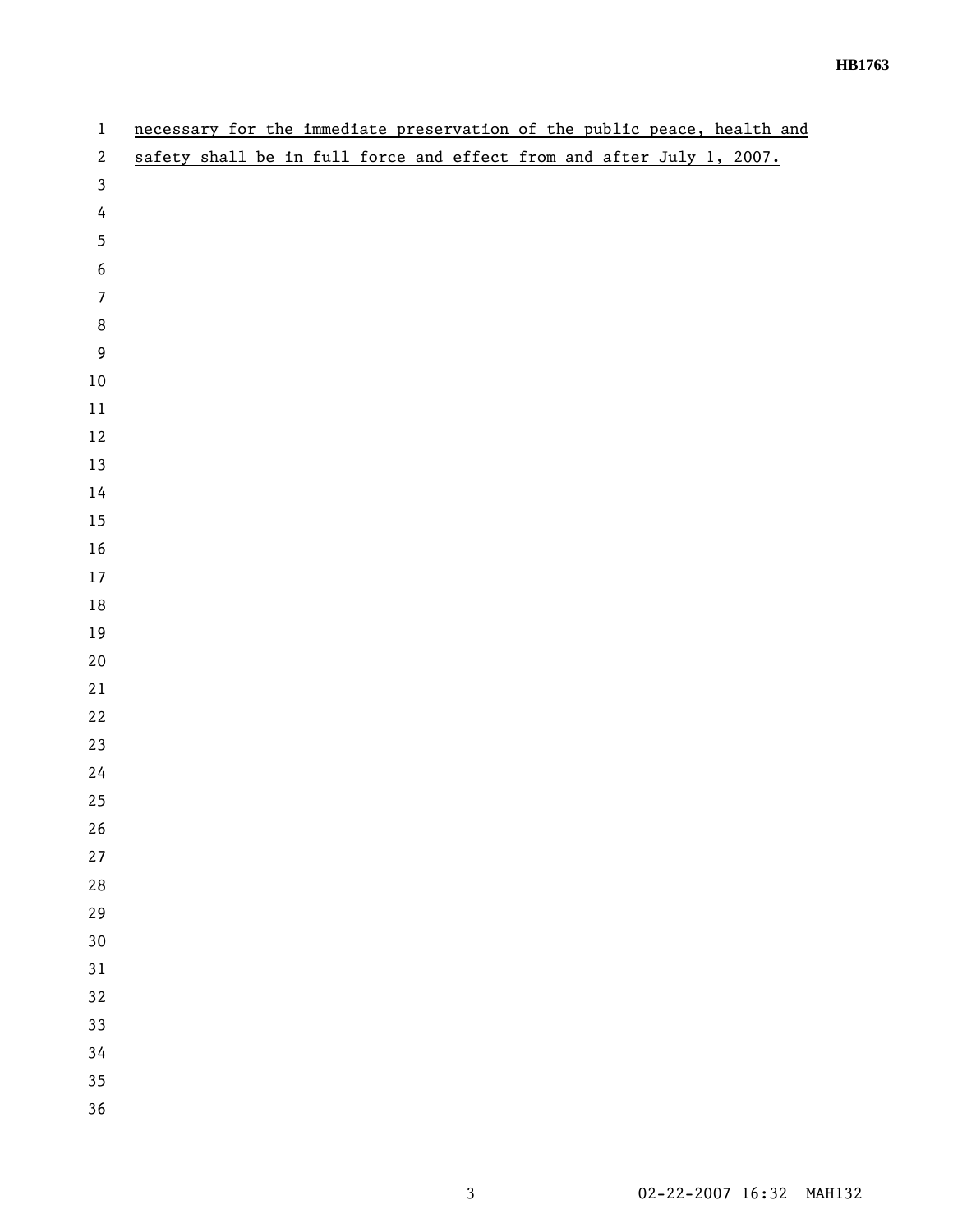necessary for the immediate preservation of the public peace, health and safety shall be in full force and effect from and after July 1, 2007.